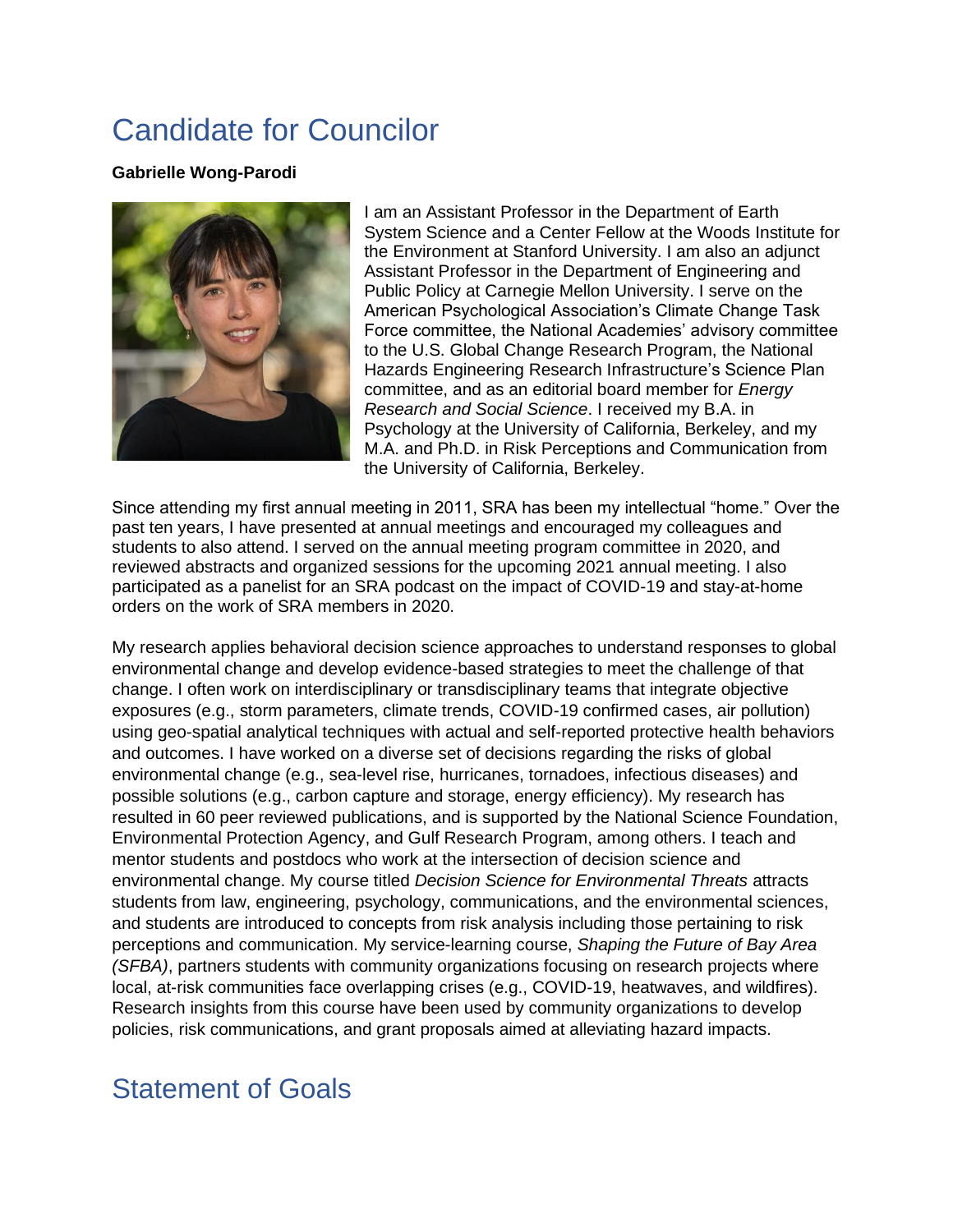# Candidate for Councilor

**Gabrielle Wong-Parodi**

I am an Assistant Professor in the Department of Earth System Science and a Center Fellow at the Woods Institute for the Environment at Stanford University. I am also an adjunct Assistant Professor in the Department of Engineering and Public Policy at Carnegie Mellon University. I serve on the American Psychological Association's Climate Change Task Force committee, the National Academies' advisory committee to the U.S. Global Change Research Program, the National Hazards Engineering Research Infrastructure's Science Plan committee, and as an editorial board member for *Energy Research and Social Science*. I received my B.A. in Psychology at the University of California, Berkeley, and my M.A. and Ph.D. in Risk Perceptions and Communication from the University of California, Berkeley.

Since attending my first annual meeting in 2011, SRA has been my intellectual "home." Over the past ten years, I have presented at annual meetings and encouraged my colleagues and students to also attend. I served on the annual meeting program committee in 2020, and reviewed abstracts and organized sessions for the upcoming 2021 annual meeting. I also participated as a panelist for an SRA podcast on the impact of COVID-19 and stay-at-home orders on the work of SRA members in 2020.

My research applies behavioral decision science approaches to understand responses to global environmental change and develop evidence-based strategies to meet the challenge of that change. I often work on interdisciplinary or transdisciplinary teams that integrate objective exposures (e.g., storm parameters, climate trends, COVID-19 confirmed cases, air pollution) using geo-spatial analytical techniques with actual and self-reported protective health behaviors and outcomes. I have worked on a diverse set of decisions regarding the risks of global environmental change (e.g., sea-level rise, hurricanes, tornadoes, infectious diseases) and possible solutions (e.g., carbon capture and storage, energy efficiency). My research has resulted in 60 peer reviewed publications, and is supported by the National Science Foundation, Environmental Protection Agency, and Gulf Research Program, among others. I teach and mentor students and postdocs who work at the intersection of decision science and environmental change. My course titled *Decision Science for Environmental Threats* attracts students from law, engineering, psychology, communications, and the environmental sciences, and students are introduced to concepts from risk analysis including those pertaining to risk perceptions and communication. My service-learning course, *Shaping the Future of Bay Area (SFBA)*, partners students with community organizations focusing on research projects where local, at-risk communities face overlapping crises (e.g., COVID-19, heatwaves, and wildfires). Research insights from this course have been used by community organizations to develop policies, risk communications, and grant proposals aimed at alleviating hazard impacts.

# Statement of Goals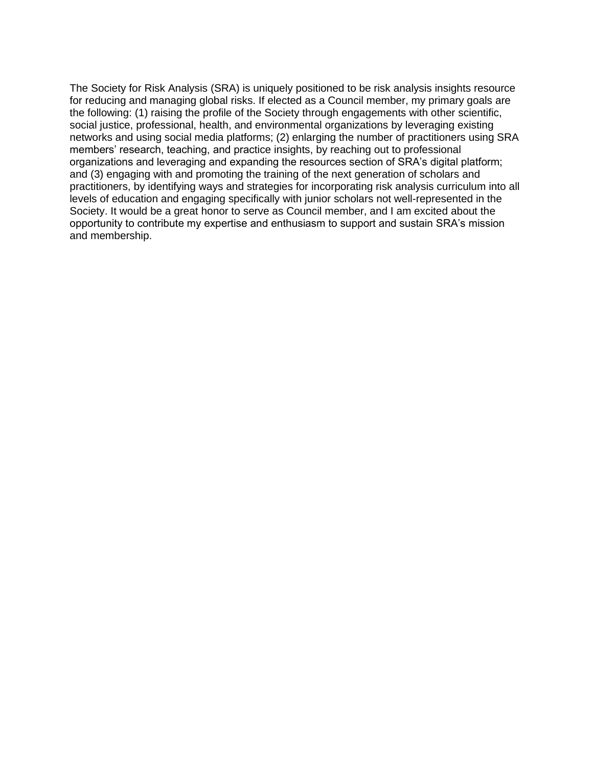The Society for Risk Analysis (SRA) is uniquely positioned to be risk analysis insights resource for reducing and managing global risks. If elected as a Council member, my primary goals are the following: (1) raising the profile of the Society through engagements with other scientific, social justice, professional, health, and environmental organizations by leveraging existing networks and using social media platforms; (2) enlarging the number of practitioners using SRA members' research, teaching, and practice insights, by reaching out to professional organizations and leveraging and expanding the resources section of SRA's digital platform; and (3) engaging with and promoting the training of the next generation of scholars and practitioners, by identifying ways and strategies for incorporating risk analysis curriculum into all levels of education and engaging specifically with junior scholars not well-represented in the Society. It would be a great honor to serve as Council member, and I am excited about the opportunity to contribute my expertise and enthusiasm to support and sustain SRA's mission and membership.